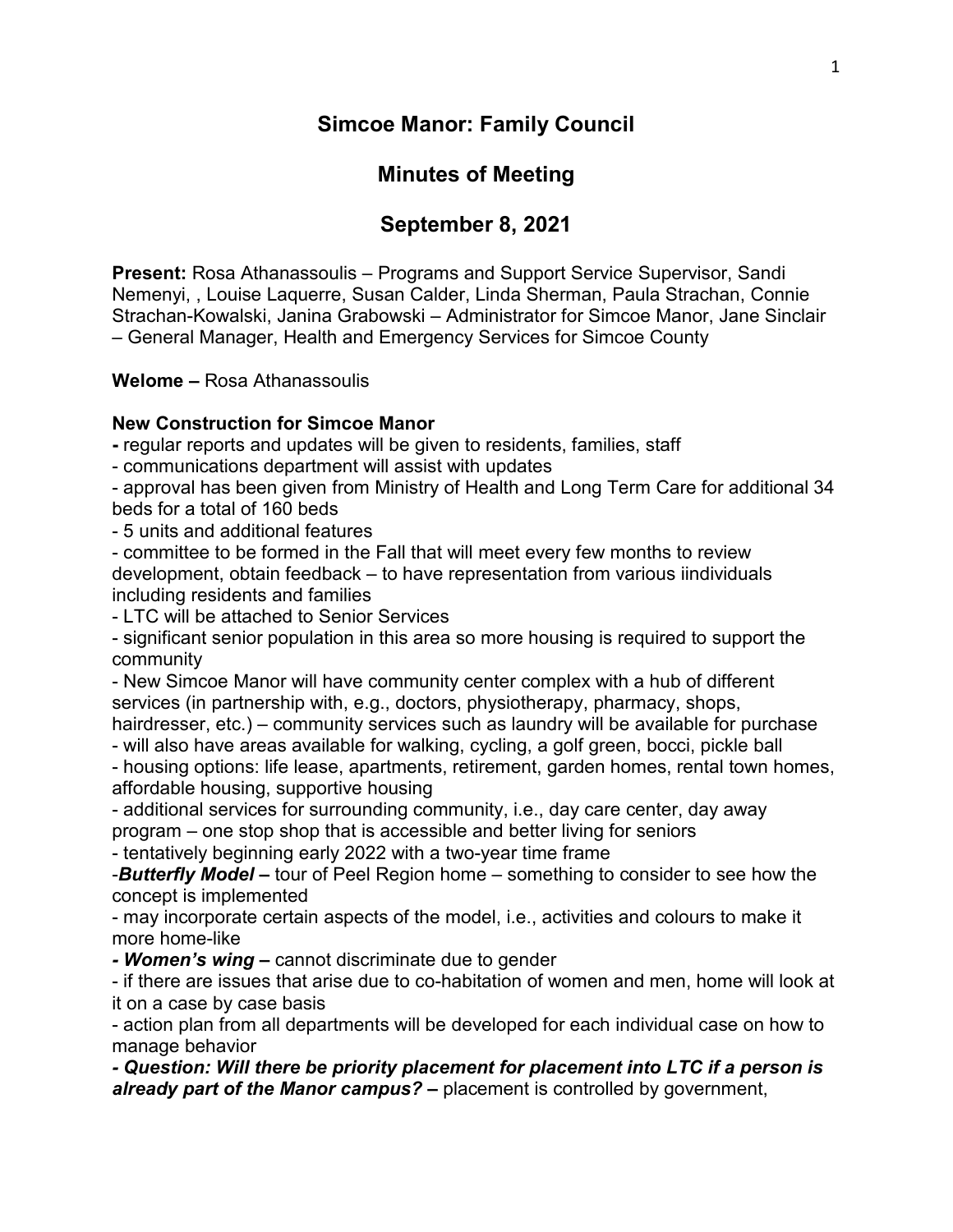# Simcoe Manor: Family Council

## Minutes of Meeting

## September 8, 2021

**Present:** Rosa Athanassoulis – Programs and Support Service Supervisor, Sandi Nemenyi, , Louise Laquerre, Susan Calder, Linda Sherman, Paula Strachan, Connie Strachan-Kowalski, Janina Grabowski – Administrator for Simcoe Manor, Jane Sinclair – General Manager, Health and Emergency Services for Simcoe County

**Welome –** Rosa Athanassoulis

**New Construction for Simcoe Manor**

- regular reports and updates will be given to residents, families, staff
- communications department will assist with updates
- approval has been given from Ministry of Health and Long Term Care for additional 34 beds for a total of 160 beds
- 5 units and additional features
- committee to be formed in the Fall that will meet every few months to review development, obtain feedback – to have representation from various iindividuals including residents and families
- LTC will be attached to Senior Services
- significant senior population in this area so more housing is required to support the community
- New Simcoe Manor will have community center complex with a hub of different services (in partnership with, e.g., doctors, physiotherapy, pharmacy, shops, hairdresser, etc.) – community services such as laundry will be available for purchase
- will also have areas available for walking, cycling, a golf green, bocci, pickle ball
- housing options: life lease, apartments, retirement, garden homes, rental town homes, affordable housing, supportive housing
- additional services for surrounding community, i.e., day care center, day away program – one stop shop that is accessible and better living for seniors
- tentatively beginning early 2022 with a two-year time frame
- ***Butterfly Model –*** tour of Peel Region home – something to consider to see how the concept is implemented
- may incorporate certain aspects of the model, i.e., activities and colours to make it more home-like
- ***Women's wing –*** cannot discriminate due to gender
- if there are issues that arise due to co-habitation of women and men, home will look at it on a case by case basis
- action plan from all departments will be developed for each individual case on how to manage behavior
- ***Question: Will there be priority placement for placement into LTC if a person is already part of the Manor campus? –*** placement is controlled by government,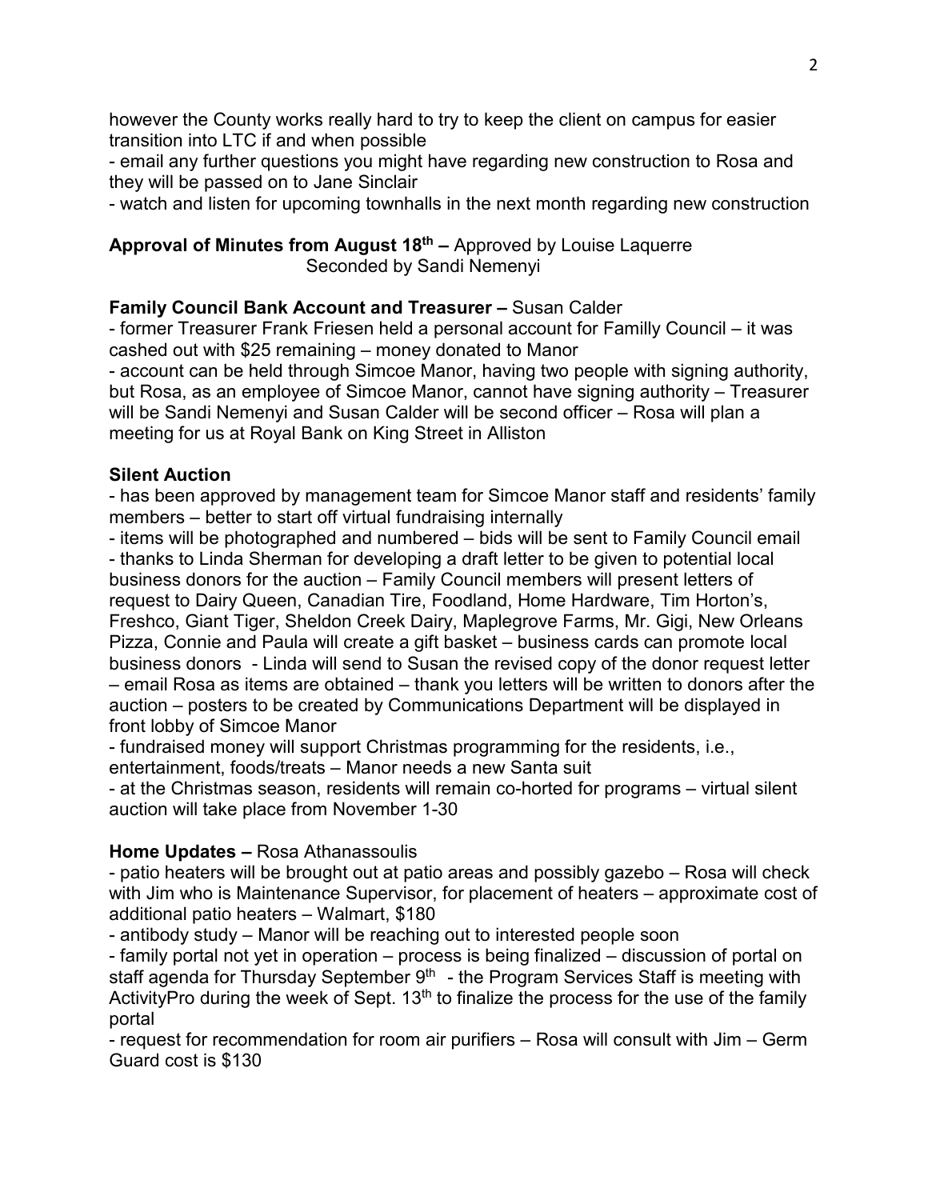however the County works really hard to try to keep the client on campus for easier transition into LTC if and when possible

- email any further questions you might have regarding new construction to Rosa and they will be passed on to Jane Sinclair
- watch and listen for upcoming townhalls in the next month regarding new construction

**Approval of Minutes from August 18th –** Approved by Louise Laquerre
Seconded by Sandi Nemenyi

**Family Council Bank Account and Treasurer –** Susan Calder

- former Treasurer Frank Friesen held a personal account for Familly Council – it was cashed out with $25 remaining – money donated to Manor
- account can be held through Simcoe Manor, having two people with signing authority, but Rosa, as an employee of Simcoe Manor, cannot have signing authority – Treasurer will be Sandi Nemenyi and Susan Calder will be second officer – Rosa will plan a meeting for us at Royal Bank on King Street in Alliston

**Silent Auction**

- has been approved by management team for Simcoe Manor staff and residents' family members – better to start off virtual fundraising internally
- items will be photographed and numbered – bids will be sent to Family Council email
- thanks to Linda Sherman for developing a draft letter to be given to potential local business donors for the auction – Family Council members will present letters of request to Dairy Queen, Canadian Tire, Foodland, Home Hardware, Tim Horton's, Freshco, Giant Tiger, Sheldon Creek Dairy, Maplegrove Farms, Mr. Gigi, New Orleans Pizza, Connie and Paula will create a gift basket – business cards can promote local business donors - Linda will send to Susan the revised copy of the donor request letter – email Rosa as items are obtained – thank you letters will be written to donors after the auction – posters to be created by Communications Department will be displayed in front lobby of Simcoe Manor
- fundraised money will support Christmas programming for the residents, i.e., entertainment, foods/treats – Manor needs a new Santa suit
- at the Christmas season, residents will remain co-horted for programs – virtual silent auction will take place from November 1-30

**Home Updates –** Rosa Athanassoulis

- patio heaters will be brought out at patio areas and possibly gazebo – Rosa will check with Jim who is Maintenance Supervisor, for placement of heaters – approximate cost of additional patio heaters – Walmart, $180
- antibody study – Manor will be reaching out to interested people soon
- family portal not yet in operation – process is being finalized – discussion of portal on staff agenda for Thursday September 9th - the Program Services Staff is meeting with ActivityPro during the week of Sept. 13th to finalize the process for the use of the family portal
- request for recommendation for room air purifiers – Rosa will consult with Jim – Germ Guard cost is $130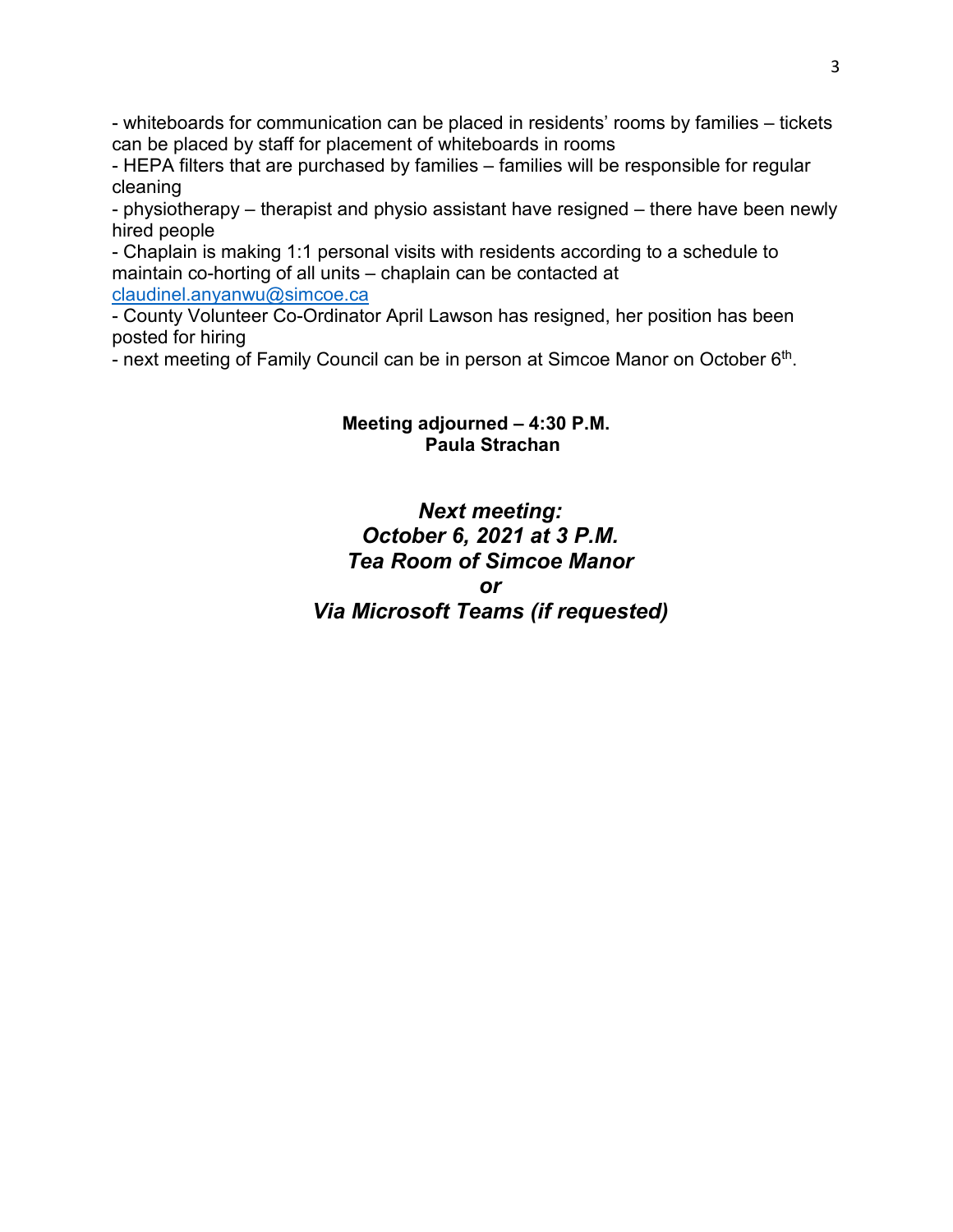- whiteboards for communication can be placed in residents' rooms by families – tickets can be placed by staff for placement of whiteboards in rooms
- HEPA filters that are purchased by families – families will be responsible for regular cleaning
- physiotherapy – therapist and physio assistant have resigned – there have been newly hired people
- Chaplain is making 1:1 personal visits with residents according to a schedule to maintain co-horting of all units – chaplain can be contacted at claudinel.anyanwu@simcoe.ca
- County Volunteer Co-Ordinator April Lawson has resigned, her position has been posted for hiring
- next meeting of Family Council can be in person at Simcoe Manor on October 6th.

**Meeting adjourned – 4:30 P.M.**
**Paula Strachan**

***Next meeting:***
***October 6, 2021 at 3 P.M.***
***Tea Room of Simcoe Manor***
***or***
***Via Microsoft Teams (if requested)***